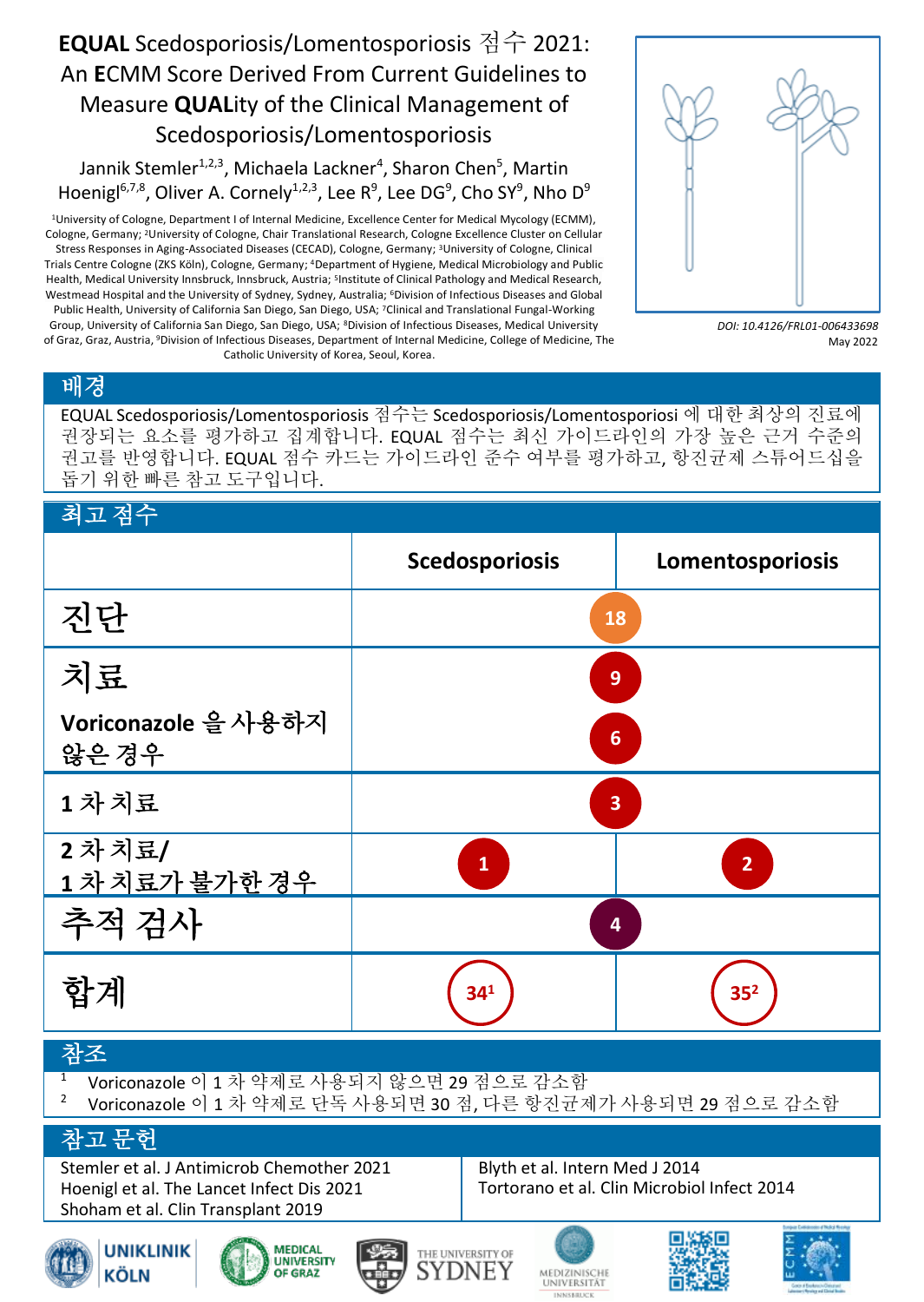# EQUAL Scedosporiosis/Lomentosporiosis 점수 2021: An ECMM Score Derived From Current Guidelines to Measure QUALity of the Clinical Management of Scedosporiosis/Lomentosporiosis

Jannik Stemler[1,2,3], Michaela Lackner[4], Sharon Chen[5], Martin Hoenigl[6,7,8], Oliver A. Cornely[1,2,3], Lee R[9], Lee DG[9], Cho SY[9], Nho D[9]

[1]University of Cologne, Department I of Internal Medicine, Excellence Center for Medical Mycology (ECMM), Cologne, Germany; [2]University of Cologne, Chair Translational Research, Cologne Excellence Cluster on Cellular Stress Responses in Aging-Associated Diseases (CECAD), Cologne, Germany; [3]University of Cologne, Clinical Trials Centre Cologne (ZKS Köln), Cologne, Germany; [4]Department of Hygiene, Medical Microbiology and Public Health, Medical University Innsbruck, Innsbruck, Austria; [5]Institute of Clinical Pathology and Medical Research, Westmead Hospital and the University of Sydney, Sydney, Australia; [6]Division of Infectious Diseases and Global Public Health, University of California San Diego, San Diego, USA; [7]Clinical and Translational Fungal-Working Group, University of California San Diego, San Diego, USA; [8]Division of Infectious Diseases, Medical University of Graz, Graz, Austria, [9]Division of Infectious Diseases, Department of Internal Medicine, College of Medicine, The Catholic University of Korea, Seoul, Korea.

*DOI: 10.4126/FRL01-006433698*

May 2022

## 배경

EQUAL Scedosporiosis/Lomentosporiosis 점수는 Scedosporiosis/Lomentosporiosi 에 대한 최상의 진료에 권장되는 요소를 평가하고 집계합니다. EQUAL 점수는 최신 가이드라인의 가장 높은 근거 수준의 권고를 반영합니다. EQUAL 점수 카드는 가이드라인 준수 여부를 평가하고, 항진균제 스튜어드십을 돕기 위한 빠른 참고 도구입니다.

## 최고 점수

| | Scedosporiosis | Lomentosporiosis |
|---|---|---|
| 진단 | 18 | |
| 치료 | 9 | |
| Voriconazole 을 사용하지 않은 경우 | 6 | |
| 1 차 치료 | 3 | |
| 2 차 치료/ 1 차 치료가 불가한 경우 | 1 | 2 |
| 추적 검사 | 4 | |
| 합계 | 34[1] | 35[2] |

## 참조

1. Voriconazole 이 1 차 약제로 사용되지 않으면 29 점으로 감소함
2. Voriconazole 이 1 차 약제로 단독 사용되면 30 점, 다른 항진균제가 사용되면 29 점으로 감소함

## 참고 문헌

Stemler et al. J Antimicrob Chemother 2021
Hoenigl et al. The Lancet Infect Dis 2021
Shoham et al. Clin Transplant 2019
Blyth et al. Intern Med J 2014
Tortorano et al. Clin Microbiol Infect 2014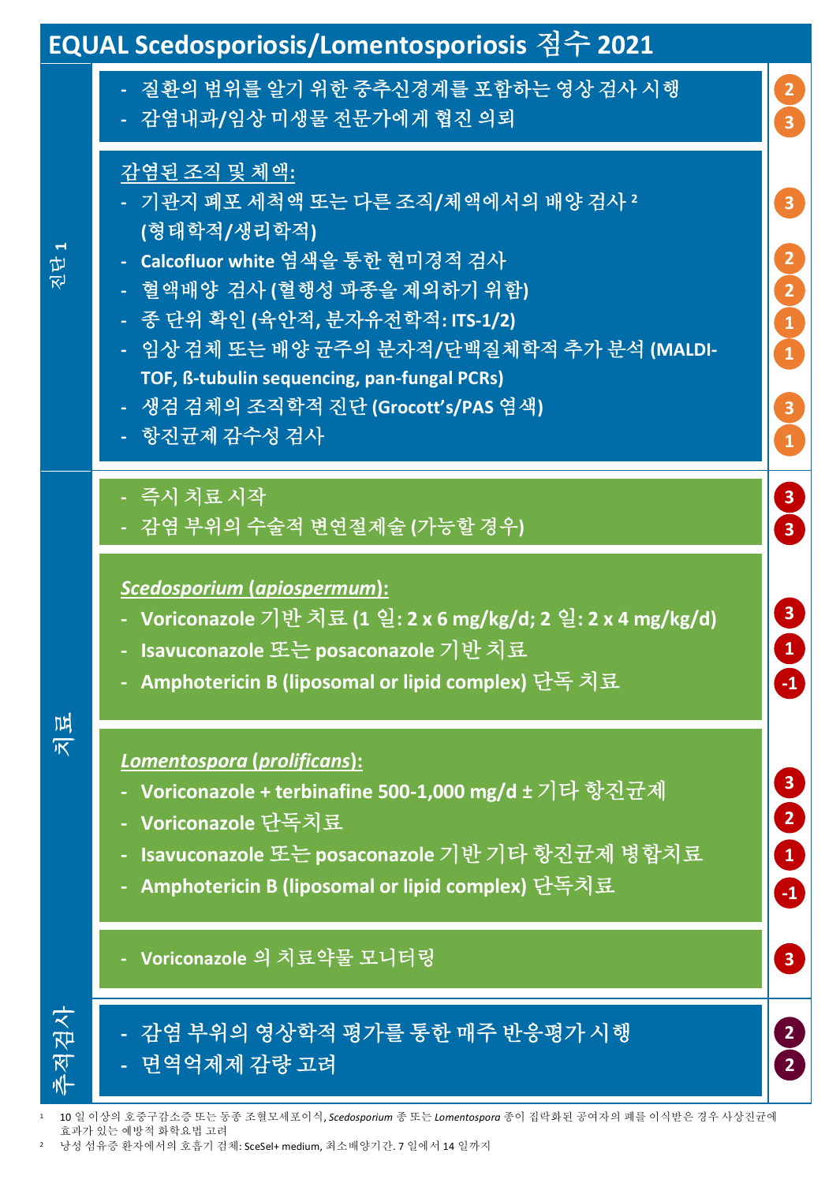# EQUAL Scedosporiosis/Lomentosporiosis 점수 2021

## 진단 [1]

| 항목 | 점수 |
|---|---|
| 질환의 범위를 알기 위한 중추신경계를 포함하는 영상 검사 시행 | 2 |
| 감염내과/임상 미생물 전문가에게 협진 의뢰 | 3 |

<u>감염된 조직 및 체액:</u>

| 항목 | 점수 |
|---|---|
| 기관지 폐포 세척액 또는 다른 조직/체액에서의 배양 검사 [2] (형태학적/생리학적) | 3 |
| Calcofluor white 염색을 통한 현미경적 검사 | 2 |
| 혈액배양 검사 (혈행성 파종을 제외하기 위함) | 2 |
| 종 단위 확인 (육안적, 분자유전학적: ITS-1/2) | 1 |
| 임상 검체 또는 배양 균주의 분자적/단백질체학적 추가 분석 (MALDI-TOF, ß-tubulin sequencing, pan-fungal PCRs) | 1 |
| 생검 검체의 조직학적 진단 (Grocott's/PAS 염색) | 3 |
| 항진균제 감수성 검사 | 1 |

## 치료

| 항목 | 점수 |
|---|---|
| 즉시 치료 시작 | 3 |
| 감염 부위의 수술적 변연절제술 (가능할 경우) | 3 |

***Scedosporium* (*apiospermum*):**

| 항목 | 점수 |
|---|---|
| Voriconazole 기반 치료 (1 일: 2 x 6 mg/kg/d; 2 일: 2 x 4 mg/kg/d) | 3 |
| Isavuconazole 또는 posaconazole 기반 치료 | 1 |
| Amphotericin B (liposomal or lipid complex) 단독 치료 | -1 |

***Lomentospora* (*prolificans*):**

| 항목 | 점수 |
|---|---|
| Voriconazole + terbinafine 500-1,000 mg/d ± 기타 항진균제 | 3 |
| Voriconazole 단독치료 | 2 |
| Isavuconazole 또는 posaconazole 기반 기타 항진균제 병합치료 | 1 |
| Amphotericin B (liposomal or lipid complex) 단독치료 | -1 |

| 항목 | 점수 |
|---|---|
| Voriconazole 의 치료약물 모니터링 | 3 |

## 추적검사

| 항목 | 점수 |
|---|---|
| 감염 부위의 영상학적 평가를 통한 매주 반응평가 시행 | 2 |
| 면역억제제 감량 고려 | 2 |

[1] 10 일 이상의 호중구감소증 또는 동종 조혈모세포이식, *Scedosporium* 종 또는 *Lomentospora* 종이 집락화된 공여자의 폐를 이식받은 경우 사상진균에 효과가 있는 예방적 화학요법 고려

[2] 낭성 섬유증 환자에서의 호흡기 검체: SceSel+ medium, 최소배양기간. 7 일에서 14 일까지